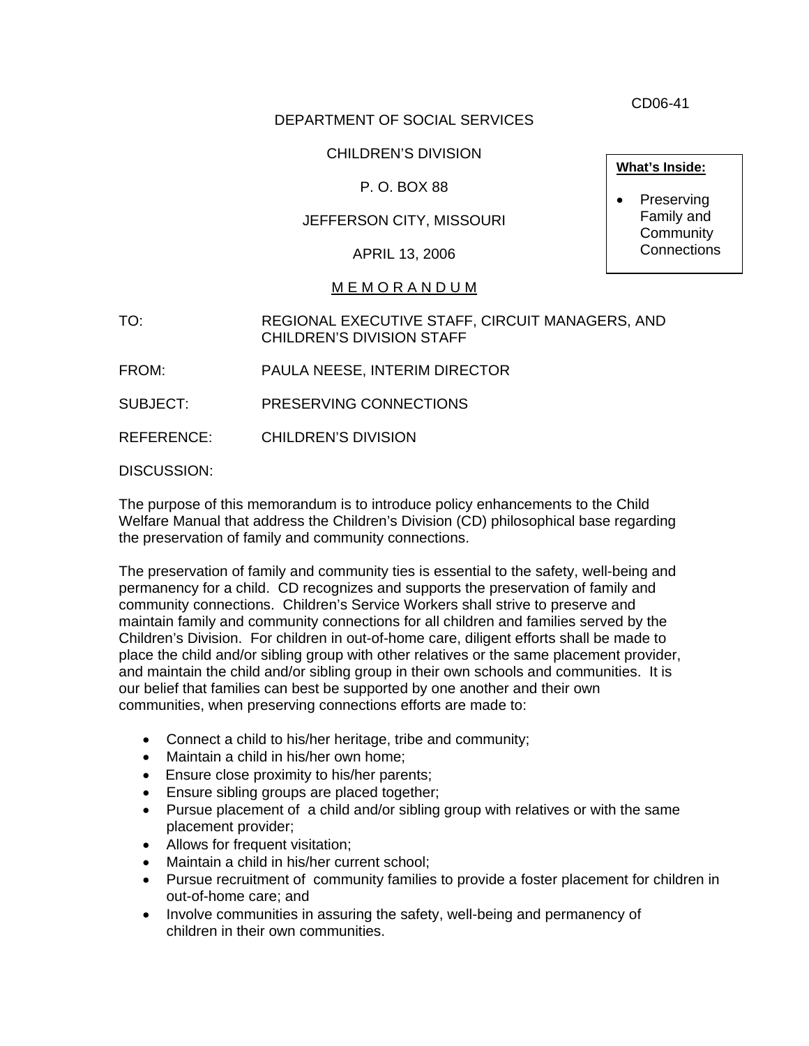CD06-41

DEPARTMENT OF SOCIAL SERVICES

CHILDREN'S DIVISION

P. O. BOX 88

JEFFERSON CITY, MISSOURI

APRIL 13, 2006

**What's Inside:**

- Preserving Family and Community Connections

M E M O R A N D U M

TO: REGIONAL EXECUTIVE STAFF, CIRCUIT MANAGERS, AND CHILDREN'S DIVISION STAFF

FROM: PAULA NEESE, INTERIM DIRECTOR

SUBJECT: PRESERVING CONNECTIONS

REFERENCE: CHILDREN'S DIVISION

DISCUSSION:

The purpose of this memorandum is to introduce policy enhancements to the Child Welfare Manual that address the Children's Division (CD) philosophical base regarding the preservation of family and community connections.

The preservation of family and community ties is essential to the safety, well-being and permanency for a child. CD recognizes and supports the preservation of family and community connections. Children's Service Workers shall strive to preserve and maintain family and community connections for all children and families served by the Children's Division. For children in out-of-home care, diligent efforts shall be made to place the child and/or sibling group with other relatives or the same placement provider, and maintain the child and/or sibling group in their own schools and communities. It is our belief that families can best be supported by one another and their own communities, when preserving connections efforts are made to:

- Connect a child to his/her heritage, tribe and community;
- Maintain a child in his/her own home;
- Ensure close proximity to his/her parents;
- Ensure sibling groups are placed together;
- Pursue placement of a child and/or sibling group with relatives or with the same placement provider;
- Allows for frequent visitation;
- Maintain a child in his/her current school;
- Pursue recruitment of community families to provide a foster placement for children in out-of-home care; and
- Involve communities in assuring the safety, well-being and permanency of children in their own communities.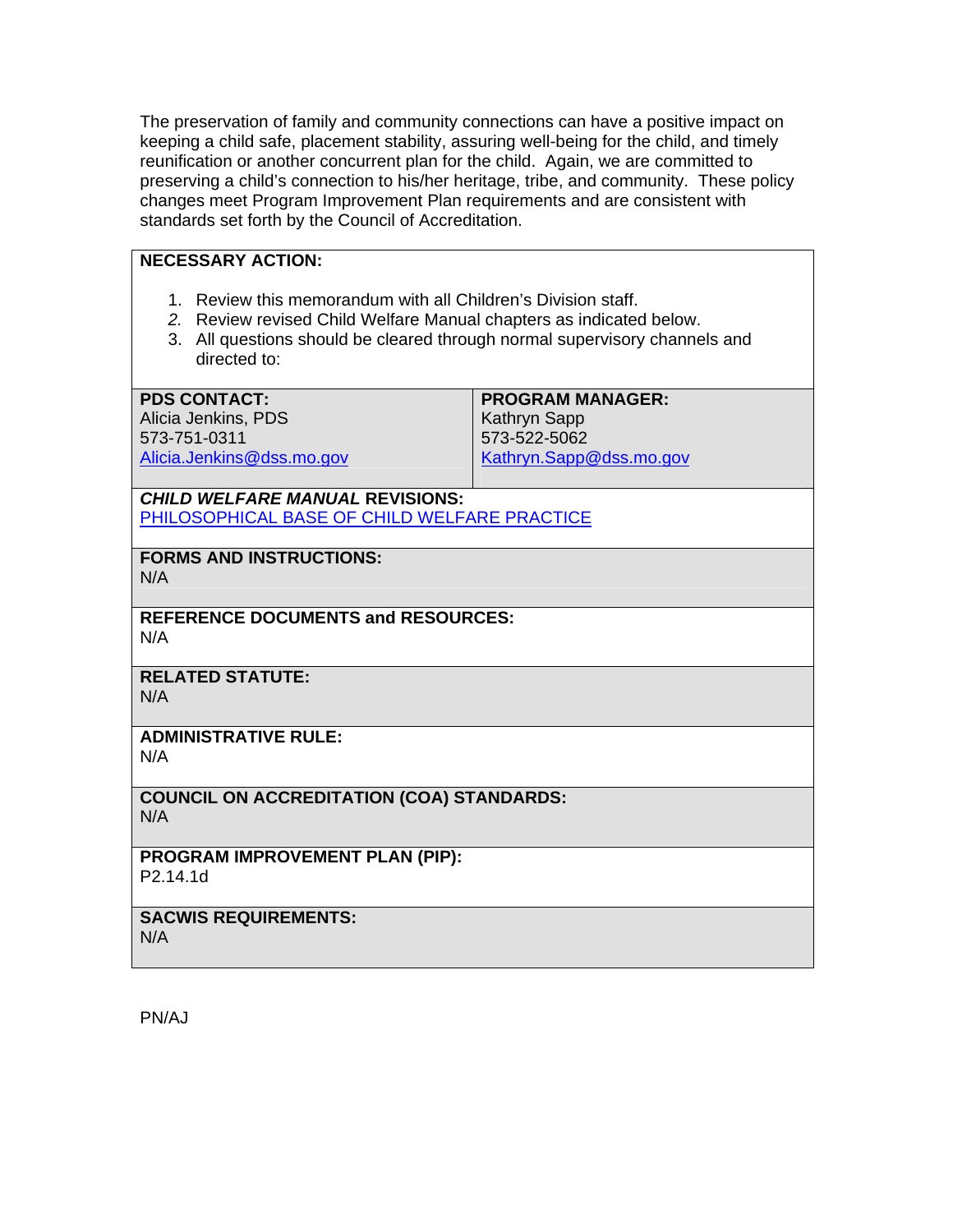The preservation of family and community connections can have a positive impact on keeping a child safe, placement stability, assuring well-being for the child, and timely reunification or another concurrent plan for the child. Again, we are committed to preserving a child's connection to his/her heritage, tribe, and community. These policy changes meet Program Improvement Plan requirements and are consistent with standards set forth by the Council of Accreditation.

**NECESSARY ACTION:**

1. Review this memorandum with all Children's Division staff.
2. Review revised Child Welfare Manual chapters as indicated below.
3. All questions should be cleared through normal supervisory channels and directed to:

| **PDS CONTACT:** | **PROGRAM MANAGER:** |
|---|---|
| Alicia Jenkins, PDS<br>573-751-0311<br>Alicia.Jenkins@dss.mo.gov | Kathryn Sapp<br>573-522-5062<br>Kathryn.Sapp@dss.mo.gov |

***CHILD WELFARE MANUAL* REVISIONS:**
PHILOSOPHICAL BASE OF CHILD WELFARE PRACTICE

**FORMS AND INSTRUCTIONS:**
N/A

**REFERENCE DOCUMENTS and RESOURCES:**
N/A

**RELATED STATUTE:**
N/A

**ADMINISTRATIVE RULE:**
N/A

**COUNCIL ON ACCREDITATION (COA) STANDARDS:**
N/A

**PROGRAM IMPROVEMENT PLAN (PIP):**
P2.14.1d

**SACWIS REQUIREMENTS:**
N/A

PN/AJ